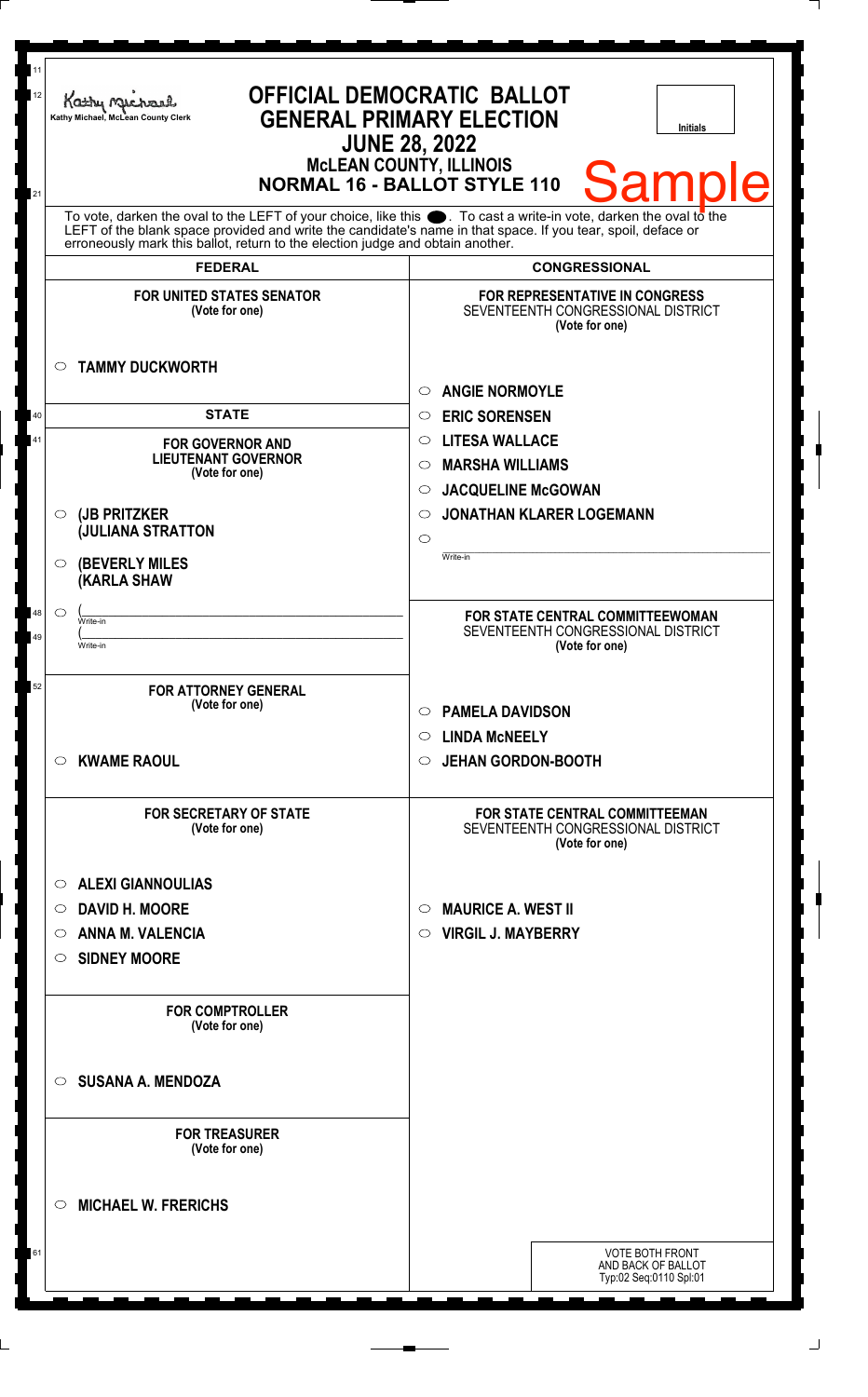Kathy Michael, McLean County Clerk

# OFFICIAL DEMOCRATIC BALLOT
## GENERAL PRIMARY ELECTION
### JUNE 28, 2022
### McLEAN COUNTY, ILLINOIS
### NORMAL 16 - BALLOT STYLE 110

Initials

Sample

To vote, darken the oval to the LEFT of your choice, like this ●. To cast a write-in vote, darken the oval to the LEFT of the blank space provided and write the candidate's name in that space. If you tear, spoil, deface or erroneously mark this ballot, return to the election judge and obtain another.

## FEDERAL

**FOR UNITED STATES SENATOR**
(Vote for one)

- ○ **TAMMY DUCKWORTH**

## STATE

**FOR GOVERNOR AND LIEUTENANT GOVERNOR**
(Vote for one)

- ○ **(JB PRITZKER (JULIANA STRATTON**
- ○ **(BEVERLY MILES (KARLA SHAW**
- ○ ( ______ Write-in ( ______ Write-in

**FOR ATTORNEY GENERAL**
(Vote for one)

- ○ **KWAME RAOUL**

**FOR SECRETARY OF STATE**
(Vote for one)

- ○ **ALEXI GIANNOULIAS**
- ○ **DAVID H. MOORE**
- ○ **ANNA M. VALENCIA**
- ○ **SIDNEY MOORE**

**FOR COMPTROLLER**
(Vote for one)

- ○ **SUSANA A. MENDOZA**

**FOR TREASURER**
(Vote for one)

- ○ **MICHAEL W. FRERICHS**

## CONGRESSIONAL

**FOR REPRESENTATIVE IN CONGRESS**
SEVENTEENTH CONGRESSIONAL DISTRICT
(Vote for one)

- ○ **ANGIE NORMOYLE**
- ○ **ERIC SORENSEN**
- ○ **LITESA WALLACE**
- ○ **MARSHA WILLIAMS**
- ○ **JACQUELINE McGOWAN**
- ○ **JONATHAN KLARER LOGEMANN**
- ○ ______ Write-in

**FOR STATE CENTRAL COMMITTEEWOMAN**
SEVENTEENTH CONGRESSIONAL DISTRICT
(Vote for one)

- ○ **PAMELA DAVIDSON**
- ○ **LINDA McNEELY**
- ○ **JEHAN GORDON-BOOTH**

**FOR STATE CENTRAL COMMITTEEMAN**
SEVENTEENTH CONGRESSIONAL DISTRICT
(Vote for one)

- ○ **MAURICE A. WEST II**
- ○ **VIRGIL J. MAYBERRY**

VOTE BOTH FRONT AND BACK OF BALLOT
Typ:02 Seq:0110 Spl:01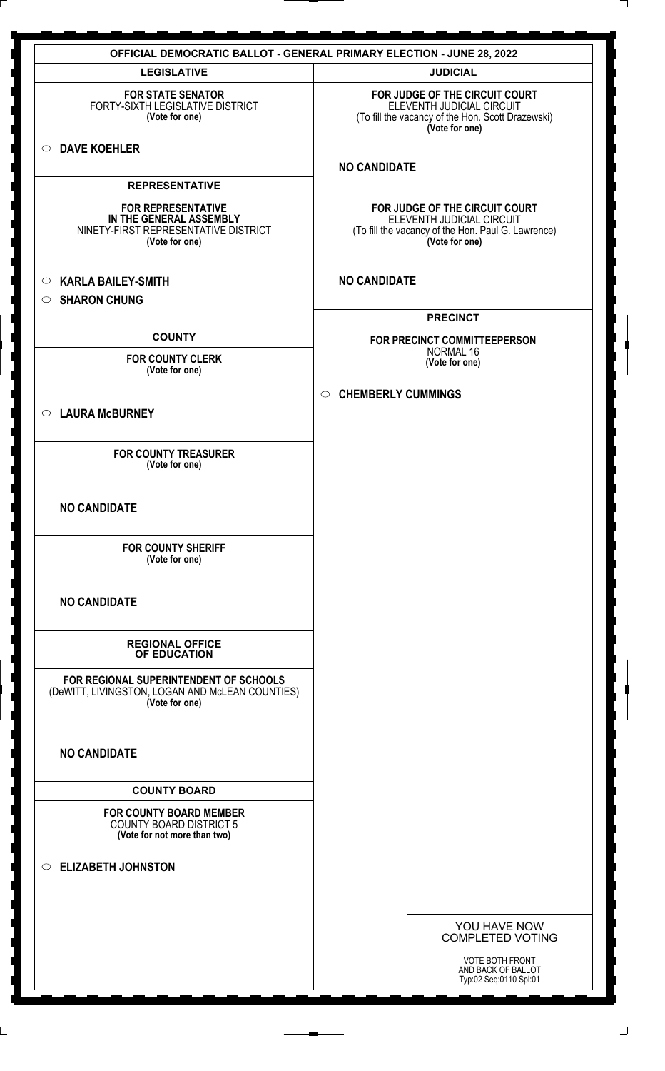# OFFICIAL DEMOCRATIC BALLOT - GENERAL PRIMARY ELECTION - JUNE 28, 2022

## LEGISLATIVE

**FOR STATE SENATOR**
FORTY-SIXTH LEGISLATIVE DISTRICT
**(Vote for one)**

- ○ **DAVE KOEHLER**

## REPRESENTATIVE

**FOR REPRESENTATIVE IN THE GENERAL ASSEMBLY**
NINETY-FIRST REPRESENTATIVE DISTRICT
**(Vote for one)**

- ○ **KARLA BAILEY-SMITH**
- ○ **SHARON CHUNG**

## COUNTY

**FOR COUNTY CLERK**
**(Vote for one)**

- ○ **LAURA McBURNEY**

**FOR COUNTY TREASURER**
**(Vote for one)**

**NO CANDIDATE**

**FOR COUNTY SHERIFF**
**(Vote for one)**

**NO CANDIDATE**

## REGIONAL OFFICE OF EDUCATION

**FOR REGIONAL SUPERINTENDENT OF SCHOOLS**
(DeWITT, LIVINGSTON, LOGAN AND McLEAN COUNTIES)
**(Vote for one)**

**NO CANDIDATE**

## COUNTY BOARD

**FOR COUNTY BOARD MEMBER**
COUNTY BOARD DISTRICT 5
**(Vote for not more than two)**

- ○ **ELIZABETH JOHNSTON**

## JUDICIAL

**FOR JUDGE OF THE CIRCUIT COURT**
ELEVENTH JUDICIAL CIRCUIT
(To fill the vacancy of the Hon. Scott Drazewski)
**(Vote for one)**

**NO CANDIDATE**

**FOR JUDGE OF THE CIRCUIT COURT**
ELEVENTH JUDICIAL CIRCUIT
(To fill the vacancy of the Hon. Paul G. Lawrence)
**(Vote for one)**

**NO CANDIDATE**

## PRECINCT

**FOR PRECINCT COMMITTEEPERSON**
NORMAL 16
**(Vote for one)**

- ○ **CHEMBERLY CUMMINGS**

YOU HAVE NOW COMPLETED VOTING

VOTE BOTH FRONT AND BACK OF BALLOT
Typ:02 Seq:0110 Spl:01